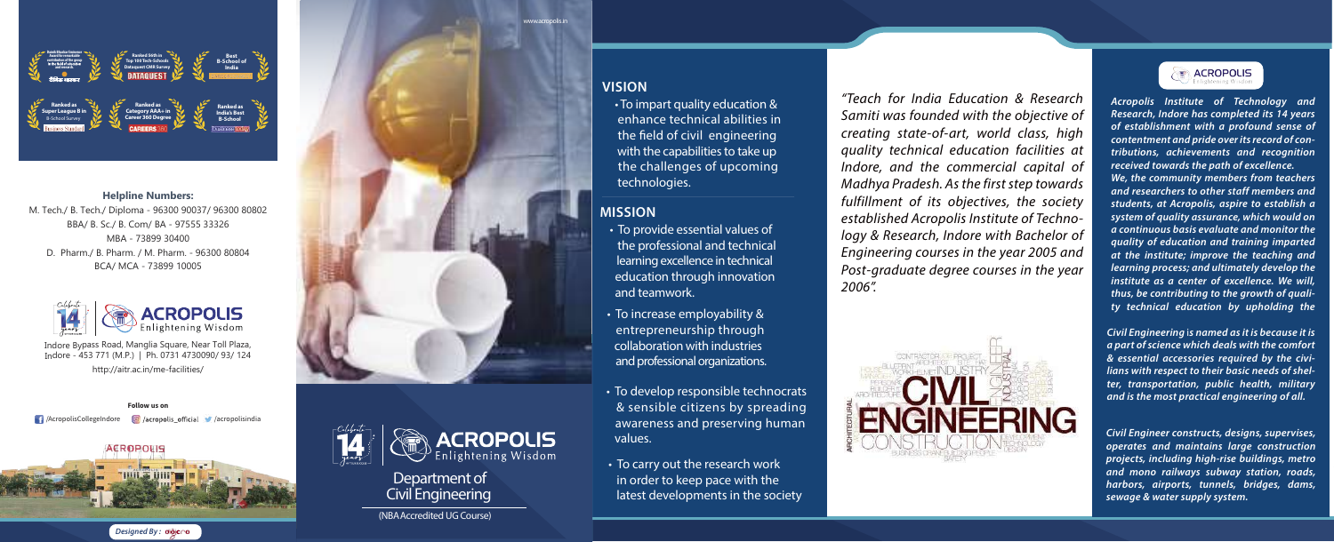Ranked as Super League B in B-School Survey

Ranked 56th in Top 100 Tech-Schools Dataquest CMR Survey

Ranked as Category AAA+ in Career 360 Degree

Best B-School of India

Ranked as India's Best B-School

**Helpline Numbers:**

M. Tech./ B. Tech./ Diploma - 96300 90037/ 96300 80802

BBA/ B. Sc./ B. Com/ BA - 97555 33326

MBA - 73899 30400

D. Pharm./ B. Pharm. / M. Pharm. - 96300 80804

BCA/ MCA - 73899 10005

**ACROPOLIS** Enlightening Wisdom

Indore Bypass Road, Manglia Square, Near Toll Plaza, Indore - 453 771 (M.P.) | Ph. 0731 4730090/ 93/ 124

http://aitr.ac.in/me-facilities/

**Follow us on**

/AcropolisCollegeIndore | /acropolis_official | /acropolisindia

www.acropolis.in

**ACROPOLIS** Enlightening Wisdom

# Department of Civil Engineering

(NBA Accredited UG Course)

## VISION

- To impart quality education & enhance technical abilities in the field of civil engineering with the capabilities to take up the challenges of upcoming technologies.

## MISSION

- To provide essential values of the professional and technical learning excellence in technical education through innovation and teamwork.
- To increase employability & entrepreneurship through collaboration with industries and professional organizations.
- To develop responsible technocrats & sensible citizens by spreading awareness and preserving human values.
- To carry out the research work in order to keep pace with the latest developments in the society

*"Teach for India Education & Research Samiti was founded with the objective of creating state-of-art, world class, high quality technical education facilities at Indore, and the commercial capital of Madhya Pradesh. As the first step towards fulfillment of its objectives, the society established Acropolis Institute of Technology & Research, Indore with Bachelor of Engineering courses in the year 2005 and Post-graduate degree courses in the year 2006".*

**ACROPOLIS** Enlightening Wisdom

***Acropolis Institute of Technology and Research, Indore has completed its 14 years of establishment with a profound sense of contentment and pride over its record of contributions, achievements and recognition received towards the path of excellence.***

***We, the community members from teachers and researchers to other staff members and students, at Acropolis, aspire to establish a system of quality assurance, which would on a continuous basis evaluate and monitor the quality of education and training imparted at the institute; improve the teaching and learning process; and ultimately develop the institute as a center of excellence. We will, thus, be contributing to the growth of quality technical education by upholding the***

***Civil Engineering is named as it is because it is a part of science which deals with the comfort & essential accessories required by the civilians with respect to their basic needs of shelter, transportation, public health, military and is the most practical engineering of all.***

***Civil Engineer constructs, designs, supervises, operates and maintains large construction projects, including high-rise buildings, metro and mono railways subway station, roads, harbors, airports, tunnels, bridges, dams, sewage & water supply system.***

*Designed By :*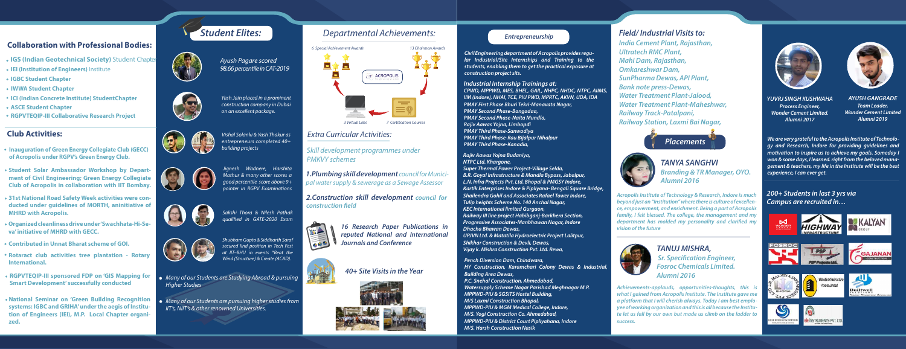## Collaboration with Professional Bodies:

- **IGS (Indian Geotechnical Society)** Student Chapter
- **IEI (Institution of Engineers)** Institute
- **IGBC Student Chapter**
- **IWWA Student Chapter**
- **ICI (Indian Concrete Institute) StudentChapter**
- **ASCE Student Chapter**
- **RGPVTEQIP-III Collaborative Research Project**

## Club Activities:

- **Inauguration of Green Energy Collegiate Club (GECC) of Acropolis under RGPV's Green Energy Club.**
- **Student Solar Ambassador Workshop by Department of Civil Engineering; Green Energy Collegiate Club of Acropolis in collaboration with IIT Bombay.**
- **31st National Road Safety Week activities were conducted under guidelines of MORTH, aninitiative of MHRD with Acropolis.**
- **Organized cleanliness drive under 'Swachhata-Hi-Seva' initiative of MHRD with GECC.**
- **Contributed in Unnat Bharat scheme of GOI.**
- **Rotaract club activities tree plantation - Rotary International.**
- **RGPVTEQIP-III sponsored FDP on 'GIS Mapping for Smart Development' successfully conducted**
- **National Seminar on 'Green Building Recognition systems: IGBC and GRIHA' under the aegis of Institution of Engineers (IEI), M.P. Local Chapter organized.**

## Student Elites:

*Ayush Pagare scored 98.66 percentile in CAT-2019*

*Yash Jain placed in a prominent construction company in Dubai on an excellent package.*

*Vishal Solanki & Yash Thakur as entrepreneurs completed 40+ building projects*

*Jignesh Wadnere, Harshita Mathur & many other scores a good percentile score above 9+ pointer in RGPV Examinations*

*Sakshi Thora & Nilesh Pathak qualified in GATE-2020 Exam*

*Shubham Gupta & Siddharth Saraf secured IInd position in Tech Fest at IIT-BHU in events "Beat the Wind (Structure) & Create (ACAD).*

- *Many of our Students are Studying Abroad & pursuing Higher Studies*
- *Many of our Students are pursuing higher studies from IIT's, NIIT's & other renowned Universities.*

## Departmental Achievements:

*6 Special Achievement Awards*

*13 Chairman Awards*

*3 Virtual Labs*

*7 Certification Courses*

### Extra Curricular Activities:

*Skill development programmes under PMKVY schemes*

***1.Plumbing skill development** council for Municipal water supply & sewerage as a Sewage Assessor*

***2.Construction skill development** council for construction field*

***16 Research Paper Publications in reputed National and International Journals and Conference***

***40+ Site Visits in the Year***

## Entrepreneurship

***Civil Engineering department of Acropolis provides regular Industrial/Site Internships and Training to the students, enabling them to get the practical exposure at construction project sits.***

***Industrial Internship Trainings at:***

***CPWD, MPPWD, MES, BHEL, GAIL, NHPC, NHDC, NTPC, AIIMS, IIM (Indore), NHAI, TCE, PIU PWD, MPRTC, AKVN, UDA, IDA***
***PMAY First Phase Bhuri Tekri-Manavata Nagar,***
***PMAY Second Phase-Bangadaa,***
***PMAY Second Phase-Naita Mundla,***
***Rajiv Aawas Yojna, Limbopdi***
***PMAY Third Phase-Sanwadiya***
***PMAY Third Phase-Rau Bijalpur Nihalpur***
***PMAY Third Phase-Kanadia,***

***Rajiv Aawas Yojna Budaniya,***
***NTPC Ltd. Khargone,***
***Super Thermal Power Project-Village Selda,***
***B.R. Goyal Infrastructure & Mandla Bypass, Jabalpur,***
***L.N. Infra Projects Pvt. Ltd. Bhopal & PMGSY Indore,***
***Kartik Enterprises Indore & Pipliyana- Bengali Square Bridge,***
***Shailendra Gohil and Associates Rafael Tower Indore,***
***Tulip heights' Scheme No. 140 Anchal Nagar,***
***KEC International limited Gurgaon,***
***Railway III line project Habibganj-Barkhera Section,***
***Progressive Associates-Manbhawan Nagar, Indore***
***Dhacha Bhawan Dewas,***
***UPJVN Ltd. & Matatila Hydroelectric Project Lalitpur,***
***Shikhar Construction & Devli, Dewas,***
***Vijay k. Mishra Construction Pvt. Ltd. Rewa,***

***Pench Diversion Dam, Chindwara,***
***HY Construction, Karamchari Colony Dewas & Industrial, Building Area Dewas,***
***P.C. Snehal Construction, Ahmedabad,***
***Watersupply Scheme Nagar Parishad Meghnagar M.P.***
***MPPWD-PIU & SGSITS Hostel Building,***
***M/S Laxmi Construction Bhopal,***
***MPPWD-PIU & MGM Medical College, Indore,***
***M/S. Yogi Construction Co. Ahmedabad,***
***MPPWD-PIU & District Court Pipliyahana, Indore***
***M/S. Harsh Construction Nasik***

## Field/ Industrial Visits to:

***India Cement Plant, Rajasthan,***
***Ultratech RMC Plant,***
***Mahi Dam, Rajasthan,***
***Omkareshwar Dam,***
***SunPharma Dewas, API Plant,***
***Bank note press-Dewas,***
***Water Treatment Plant-Jalood,***
***Water Treatment Plant-Maheshwar,***
***Railway Track-Patalpani,***
***Railway Station, Laxmi Bai Nagar,***

## Placements

### TANYA SANGHVI
***Branding & TR Manager, OYO.***
***Alumni 2016***

***Acropolis Institute of Technology & Research, Indore is much beyond just an "Institution" where there is culture of excellence, empowerment, and enrichment. Being a part of Acropolis family, I felt blessed. The college, the management and my department has molded my personality and clarified my vision of the future***

### TANUJ MISHRA,
***Sr. Specification Engineer, Fosroc Chemicals Limited.***
***Alumni 2016***

***Achievements-applauds, opportunities-thoughts, this is what I gained from Acropolis Institute. The Institute gave me a platform that I will cherish always. Today I am best employee of working organization and this is all because the Institute let us fall by our own but made us climb on the ladder to success.***

**YUVRJ SINGH KUSHWAHA**
***Process Engineer, Wonder Cement Limited.***
***Alumni 2017***

**AYUSH GANGRADE**
***Team Leader, Wonder Cement Limited***
***Alumni 2019***

***We are very grateful to the Acropolis Institute of Technology and Research, Indore for providing guidelines and motivation to inspire us to achieve my goals. Someday I won & some days, I learned. right from the beloved management & teachers, my life in the Institute will be the best experience, I can ever get.***

***200+ Students in last 3 yrs via Campus are recruited in…***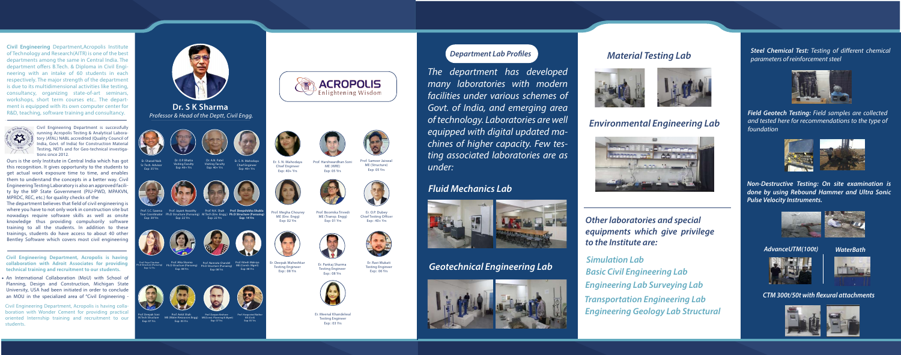**Civil Engineering** Department,Acropolis Institute of Technology and Research(AITR) is one of the best departments among the same in Central India. The department offers B.Tech. & Diploma in Civil Engineering with an intake of 60 students in each respectively. The major strength of the department is due to its multidimensional activities like testing, consultancy, organizing state-of-art seminars, workshops, short term courses etc.. The department is equipped with its own computer center for R&D, teaching, software training and consultancy.

Civil Engineering Department is successfully running Acropolis Testing & Analytical Laboratory (ATAL) NABL accredited (Quality Council of India, Govt. of India) for Construction Material Testing, NDTs and for Geo-technical investigations since 2012.

Ours is the only Institute in Central India which has got this recognition. It gives opportunity to the students to get actual work exposure time to time, and enables them to understand the concepts in a better way. Civil Engineering Testing Laboratory is also an approved facility by the MP State Government (PIU-PWD, MPAKVN, MPRDC, REC, etc.) for quality checks of the

The department believes that field of civil engineering is where you have to not only work in construction site but nowadays require software skills as well as onsite knowledge thus providing compulsorily software training to all the students. In addition to these trainings, students do have access to about 40 other Bentley Software which covers most civil engineering

**Civil Engineering Department, Acropolis is having collaboration with Adroit Associates for providing technical training and recruitment to our students.**

- An International Collaboration (MoU) with School of Planning, Design and Construction, Michigan State University, USA had been initiated in order to conclude an MOU in the specialized area of "Civil Engineering -

Civil Engineering Department, Acropolis is having collaboration with Wonder Cement for providing practical oriented Internship training and recruitment to our students.

**Dr. S K Sharma**
*Professor & Head of the Deptt, Civil Engg.*

Er. Sharad Naik, Sr. Tech. Advisor, Exp: 35 Yrs

Dr. O.P. Bhatia, Visiting Faculty, Exp: 40+ Yrs

Dr. A.N. Patel, Visiting Faculty, Exp: 40+ Yrs

Er. S. N. Mahodaya, Chief Engineer, Exp: 40+ Yrs

Prof. S.C. Saxena, Tour Coordinator, Exp: 30 Yrs

Prof. Jayant Awasthy, Ph.D Structure (Pursuing), Exp: 22 Yrs

Prof. N.K. Shah, M.Tech (Env. Engg.), Exp: 22 Yrs

**Prof. Deepshikha Shukla, Ph.D Structure (Pursuing), Exp: 14 Yrs**

Prof. Priya Chouhan, Ph.D Structure (Pursuing), Exp: 12 Yrs

Prof. Alka Sharma, Ph.D Structure (Pursuing), Exp: 08 Yrs

Prof. Namrata Chandel, Ph.D Structure (Pursuing), Exp: 08 Yrs

Prof. Ritesh Malviya, ME (Constr. Mgmt), Exp: 08 Yrs

Prof. Deepak Soni, M.Tech. Structure, Exp: 07 Yrs

Prof. Ankit Shah, ME (Water Resources Engg), Exp: 05 Yrs

Prof. Darpan Bedrane, ME (Const. Planning & Mgmt), Exp: 07 Yrs

Prof. Hargovind Narkar, ME (Civil), Exp: 05 Yrs

Er. S. N. Mahodaya, Chief Engineer, Exp: 40+ Yrs

Prof. Harshwardhan Soni, ME (WRE), Exp: 05 Yrs

Prof. Sameer Jaswal, ME (Structure), Exp: 05 Yrs

Prof. Megha Chourey, ME (Env. Engg), Exp: 02 Yrs

Prof. Bromika Trivedi, ME (Transp. Engg), Exp: 01 Yrs

Er. O.P. Dubey, Chief Testing Officer, Exp: 40+ Yrs

Er. Deepak Maheshkar, Testing Engineer, Exp: 08 Yrs

Er. Pankaj Sharma, Testing Engineer, Exp: 08 Yrs

Er. Ravi Mukati, Testing Engineer, Exp: 06 Yrs

Er. Meenal Khandelwal, Testing Engineer, Exp: 03 Yrs

ACROPOLIS
Enlightening Wisdom

## *Department Lab Profiles*

*The department has developed many laboratories with modern facilities under various schemes of Govt. of India, and emerging area of technology. Laboratories are well equipped with digital updated machines of higher capacity. Few testing associated laboratories are as under:*

### *Fluid Mechanics Lab*

### *Geotechnical Engineering Lab*

### *Material Testing Lab*

### *Environmental Engineering Lab*

### *Other laboratories and special equipments which give privilege to the Institute are:*

*Simulation Lab*

*Basic Civil Engineering Lab*

*Engineering Lab Surveying Lab*

*Transportation Engineering Lab*

*Engineering Geology Lab Structural*

***Steel Chemical Test:*** *Testing of different chemical parameters of reinforcement steel*

***Field Geotech Testing:*** *Field samples are collected and tested here for recommendations to the type of foundation*

***Non-Destructive Testing: On site examination is done by using Rebound Hammer and Ultra Sonic Pulse Velocity Instruments.***

***AdvanceUTM(100t)***

***WaterBath***

***CTM 300t/50t with flexural attachments***